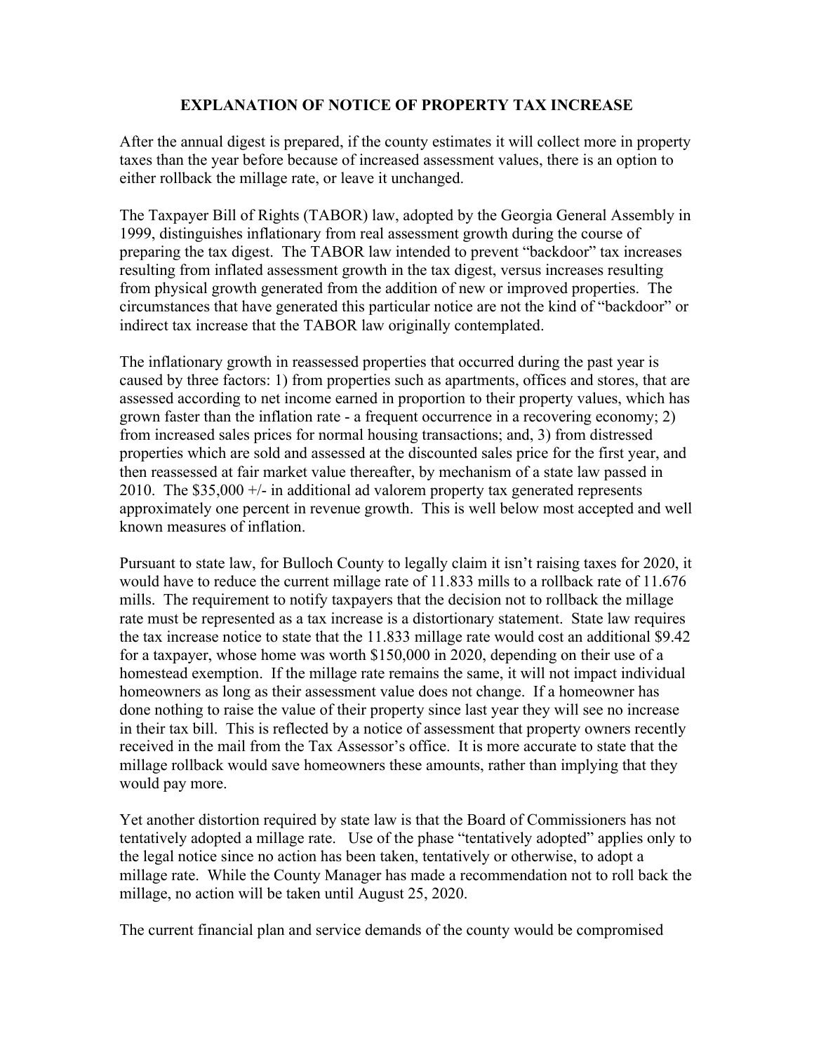## EXPLANATION OF NOTICE OF PROPERTY TAX INCREASE

After the annual digest is prepared, if the county estimates it will collect more in property taxes than the year before because of increased assessment values, there is an option to either rollback the millage rate, or leave it unchanged.

The Taxpayer Bill of Rights (TABOR) law, adopted by the Georgia General Assembly in 1999, distinguishes inflationary from real assessment growth during the course of preparing the tax digest. The TABOR law intended to prevent "backdoor" tax increases resulting from inflated assessment growth in the tax digest, versus increases resulting from physical growth generated from the addition of new or improved properties. The circumstances that have generated this particular notice are not the kind of "backdoor" or indirect tax increase that the TABOR law originally contemplated.

The inflationary growth in reassessed properties that occurred during the past year is caused by three factors: 1) from properties such as apartments, offices and stores, that are assessed according to net income earned in proportion to their property values, which has grown faster than the inflation rate - a frequent occurrence in a recovering economy; 2) from increased sales prices for normal housing transactions; and, 3) from distressed properties which are sold and assessed at the discounted sales price for the first year, and then reassessed at fair market value thereafter, by mechanism of a state law passed in 2010. The $35,000 +/- in additional ad valorem property tax generated represents approximately one percent in revenue growth. This is well below most accepted and well known measures of inflation.

Pursuant to state law, for Bulloch County to legally claim it isn't raising taxes for 2020, it would have to reduce the current millage rate of 11.833 mills to a rollback rate of 11.676 mills. The requirement to notify taxpayers that the decision not to rollback the millage rate must be represented as a tax increase is a distortionary statement. State law requires the tax increase notice to state that the 11.833 millage rate would cost an additional $9.42 for a taxpayer, whose home was worth $150,000 in 2020, depending on their use of a homestead exemption. If the millage rate remains the same, it will not impact individual homeowners as long as their assessment value does not change. If a homeowner has done nothing to raise the value of their property since last year they will see no increase in their tax bill. This is reflected by a notice of assessment that property owners recently received in the mail from the Tax Assessor's office. It is more accurate to state that the millage rollback would save homeowners these amounts, rather than implying that they would pay more.

Yet another distortion required by state law is that the Board of Commissioners has not tentatively adopted a millage rate. Use of the phase "tentatively adopted" applies only to the legal notice since no action has been taken, tentatively or otherwise, to adopt a millage rate. While the County Manager has made a recommendation not to roll back the millage, no action will be taken until August 25, 2020.

The current financial plan and service demands of the county would be compromised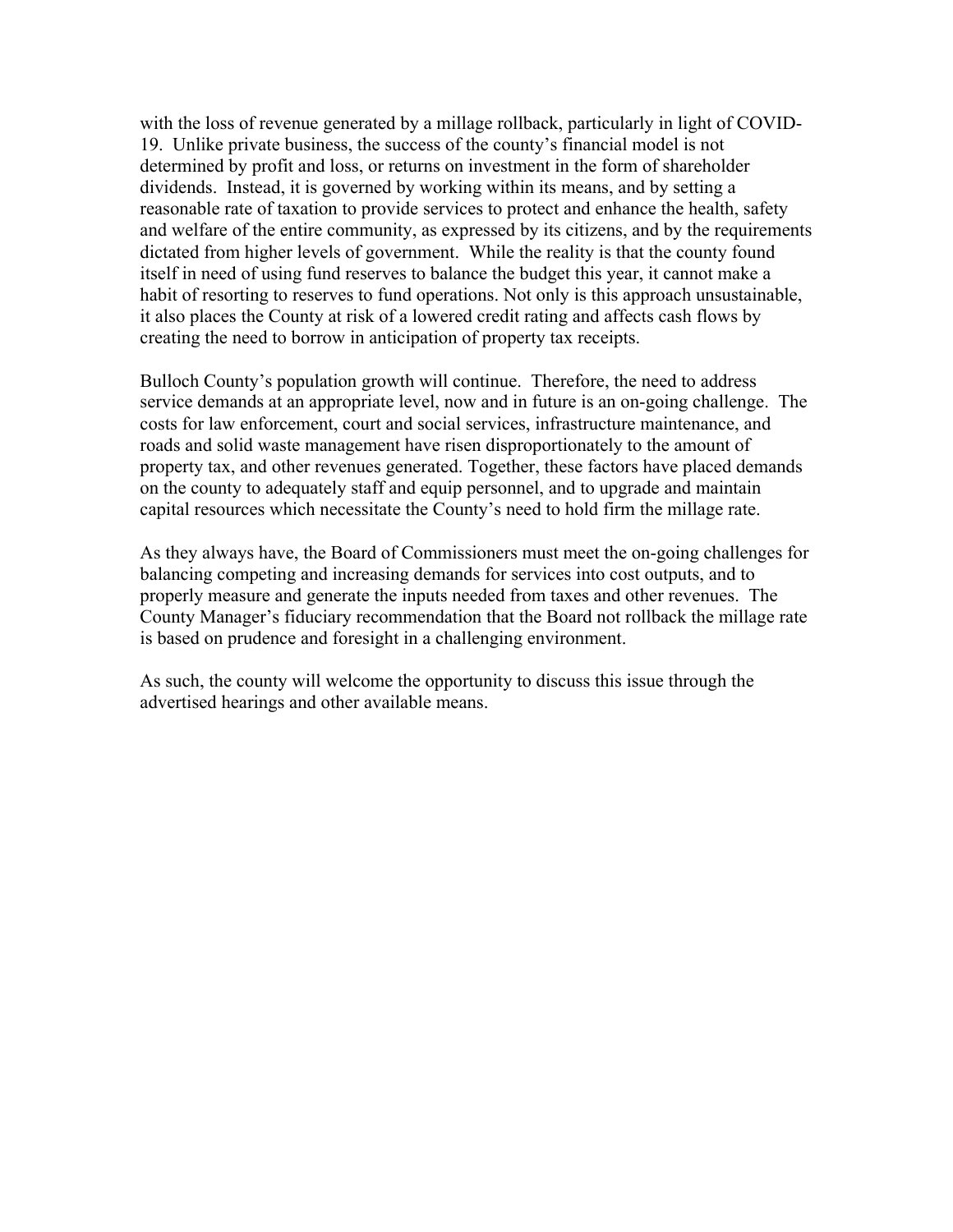with the loss of revenue generated by a millage rollback, particularly in light of COVID-19. Unlike private business, the success of the county's financial model is not determined by profit and loss, or returns on investment in the form of shareholder dividends. Instead, it is governed by working within its means, and by setting a reasonable rate of taxation to provide services to protect and enhance the health, safety and welfare of the entire community, as expressed by its citizens, and by the requirements dictated from higher levels of government. While the reality is that the county found itself in need of using fund reserves to balance the budget this year, it cannot make a habit of resorting to reserves to fund operations. Not only is this approach unsustainable, it also places the County at risk of a lowered credit rating and affects cash flows by creating the need to borrow in anticipation of property tax receipts.

Bulloch County's population growth will continue. Therefore, the need to address service demands at an appropriate level, now and in future is an on-going challenge. The costs for law enforcement, court and social services, infrastructure maintenance, and roads and solid waste management have risen disproportionately to the amount of property tax, and other revenues generated. Together, these factors have placed demands on the county to adequately staff and equip personnel, and to upgrade and maintain capital resources which necessitate the County's need to hold firm the millage rate.

As they always have, the Board of Commissioners must meet the on-going challenges for balancing competing and increasing demands for services into cost outputs, and to properly measure and generate the inputs needed from taxes and other revenues. The County Manager's fiduciary recommendation that the Board not rollback the millage rate is based on prudence and foresight in a challenging environment.

As such, the county will welcome the opportunity to discuss this issue through the advertised hearings and other available means.